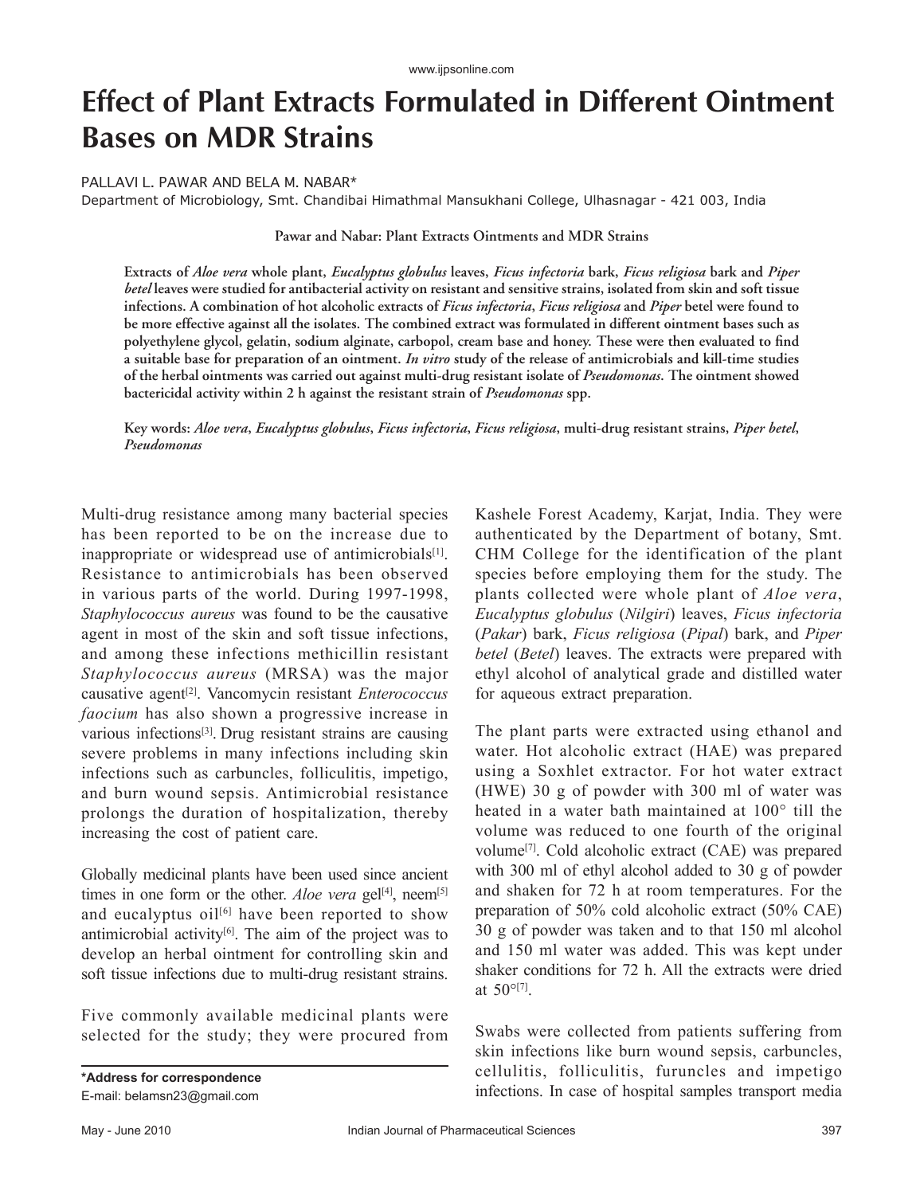# Effect of Plant Extracts Formulated in Different Ointment Bases on MDR Strains

PALLAVI L. PAWAR AND BELA M. NABAR*

Department of Microbiology, Smt. Chandibai Himathmal Mansukhani College, Ulhasnagar - 421 003, India

**Extracts of *Aloe vera* whole plant, *Eucalyptus globulus* leaves, *Ficus infectoria* bark, *Ficus religiosa* bark and *Piper betel* leaves were studied for antibacterial activity on resistant and sensitive strains, isolated from skin and soft tissue infections. A combination of hot alcoholic extracts of *Ficus infectoria*, *Ficus religiosa* and *Piper* betel were found to be more effective against all the isolates. The combined extract was formulated in different ointment bases such as polyethylene glycol, gelatin, sodium alginate, carbopol, cream base and honey. These were then evaluated to find a suitable base for preparation of an ointment. *In vitro* study of the release of antimicrobials and kill-time studies of the herbal ointments was carried out against multi-drug resistant isolate of *Pseudomonas*. The ointment showed bactericidal activity within 2 h against the resistant strain of *Pseudomonas* spp.**

**Key words: *Aloe vera*, *Eucalyptus globulus*, *Ficus infectoria*, *Ficus religiosa*, multi-drug resistant strains, *Piper betel*, *Pseudomonas***

Multi-drug resistance among many bacterial species has been reported to be on the increase due to inappropriate or widespread use of antimicrobials[1]. Resistance to antimicrobials has been observed in various parts of the world. During 1997-1998, *Staphylococcus aureus* was found to be the causative agent in most of the skin and soft tissue infections, and among these infections methicillin resistant *Staphylococcus aureus* (MRSA) was the major causative agent[2]. Vancomycin resistant *Enterococcus faocium* has also shown a progressive increase in various infections[3]. Drug resistant strains are causing severe problems in many infections including skin infections such as carbuncles, folliculitis, impetigo, and burn wound sepsis. Antimicrobial resistance prolongs the duration of hospitalization, thereby increasing the cost of patient care.

Globally medicinal plants have been used since ancient times in one form or the other. *Aloe vera* gel[4], neem[5] and eucalyptus oil[6] have been reported to show antimicrobial activity[6]. The aim of the project was to develop an herbal ointment for controlling skin and soft tissue infections due to multi-drug resistant strains.

Five commonly available medicinal plants were selected for the study; they were procured from Kashele Forest Academy, Karjat, India. They were authenticated by the Department of botany, Smt. CHM College for the identification of the plant species before employing them for the study. The plants collected were whole plant of *Aloe vera*, *Eucalyptus globulus* (*Nilgiri*) leaves, *Ficus infectoria* (*Pakar*) bark, *Ficus religiosa* (*Pipal*) bark, and *Piper betel* (*Betel*) leaves. The extracts were prepared with ethyl alcohol of analytical grade and distilled water for aqueous extract preparation.

The plant parts were extracted using ethanol and water. Hot alcoholic extract (HAE) was prepared using a Soxhlet extractor. For hot water extract (HWE) 30 g of powder with 300 ml of water was heated in a water bath maintained at 100° till the volume was reduced to one fourth of the original volume[7]. Cold alcoholic extract (CAE) was prepared with 300 ml of ethyl alcohol added to 30 g of powder and shaken for 72 h at room temperatures. For the preparation of 50% cold alcoholic extract (50% CAE) 30 g of powder was taken and to that 150 ml alcohol and 150 ml water was added. This was kept under shaker conditions for 72 h. All the extracts were dried at 50°[7].

Swabs were collected from patients suffering from skin infections like burn wound sepsis, carbuncles, cellulitis, folliculitis, furuncles and impetigo infections. In case of hospital samples transport media

**\*Address for correspondence**
E-mail: belamsn23@gmail.com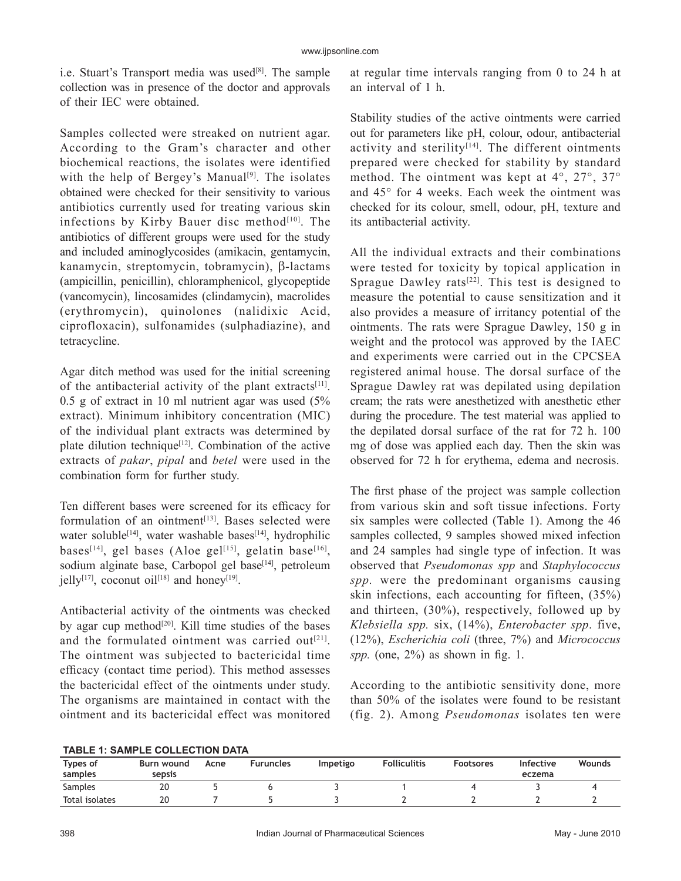i.e. Stuart's Transport media was used[8]. The sample collection was in presence of the doctor and approvals of their IEC were obtained.

Samples collected were streaked on nutrient agar. According to the Gram's character and other biochemical reactions, the isolates were identified with the help of Bergey's Manual[9]. The isolates obtained were checked for their sensitivity to various antibiotics currently used for treating various skin infections by Kirby Bauer disc method[10]. The antibiotics of different groups were used for the study and included aminoglycosides (amikacin, gentamycin, kanamycin, streptomycin, tobramycin), β-lactams (ampicillin, penicillin), chloramphenicol, glycopeptide (vancomycin), lincosamides (clindamycin), macrolides (erythromycin), quinolones (nalidixic Acid, ciprofloxacin), sulfonamides (sulphadiazine), and tetracycline.

Agar ditch method was used for the initial screening of the antibacterial activity of the plant extracts[11]. 0.5 g of extract in 10 ml nutrient agar was used (5% extract). Minimum inhibitory concentration (MIC) of the individual plant extracts was determined by plate dilution technique[12]. Combination of the active extracts of *pakar*, *pipal* and *betel* were used in the combination form for further study.

Ten different bases were screened for its efficacy for formulation of an ointment[13]. Bases selected were water soluble[14], water washable bases[14], hydrophilic bases[14], gel bases (Aloe gel[15], gelatin base[16], sodium alginate base, Carbopol gel base[14], petroleum jelly[17], coconut oil[18] and honey[19].

Antibacterial activity of the ointments was checked by agar cup method[20]. Kill time studies of the bases and the formulated ointment was carried out[21]. The ointment was subjected to bactericidal time efficacy (contact time period). This method assesses the bactericidal effect of the ointments under study. The organisms are maintained in contact with the ointment and its bactericidal effect was monitored at regular time intervals ranging from 0 to 24 h at an interval of 1 h.

Stability studies of the active ointments were carried out for parameters like pH, colour, odour, antibacterial activity and sterility[14]. The different ointments prepared were checked for stability by standard method. The ointment was kept at 4°, 27°, 37° and 45° for 4 weeks. Each week the ointment was checked for its colour, smell, odour, pH, texture and its antibacterial activity.

All the individual extracts and their combinations were tested for toxicity by topical application in Sprague Dawley rats[22]. This test is designed to measure the potential to cause sensitization and it also provides a measure of irritancy potential of the ointments. The rats were Sprague Dawley, 150 g in weight and the protocol was approved by the IAEC and experiments were carried out in the CPCSEA registered animal house. The dorsal surface of the Sprague Dawley rat was depilated using depilation cream; the rats were anesthetized with anesthetic ether during the procedure. The test material was applied to the depilated dorsal surface of the rat for 72 h. 100 mg of dose was applied each day. Then the skin was observed for 72 h for erythema, edema and necrosis.

The first phase of the project was sample collection from various skin and soft tissue infections. Forty six samples were collected (Table 1). Among the 46 samples collected, 9 samples showed mixed infection and 24 samples had single type of infection. It was observed that *Pseudomonas spp* and *Staphylococcus spp.* were the predominant organisms causing skin infections, each accounting for fifteen, (35%) and thirteen, (30%), respectively, followed up by *Klebsiella spp.* six, (14%), *Enterobacter spp*. five, (12%), *Escherichia coli* (three, 7%) and *Micrococcus spp.* (one, 2%) as shown in fig. 1.

According to the antibiotic sensitivity done, more than 50% of the isolates were found to be resistant (fig. 2). Among *Pseudomonas* isolates ten were

**TABLE 1: SAMPLE COLLECTION DATA**

| Types of samples | Burn wound sepsis | Acne | Furuncles | Impetigo | Folliculitis | Footsores | Infective eczema | Wounds |
|---|---|---|---|---|---|---|---|---|
| Samples | 20 | 5 | 6 | 3 | 1 | 4 | 3 | 4 |
| Total isolates | 20 | 7 | 5 | 3 | 2 | 2 | 2 | 2 |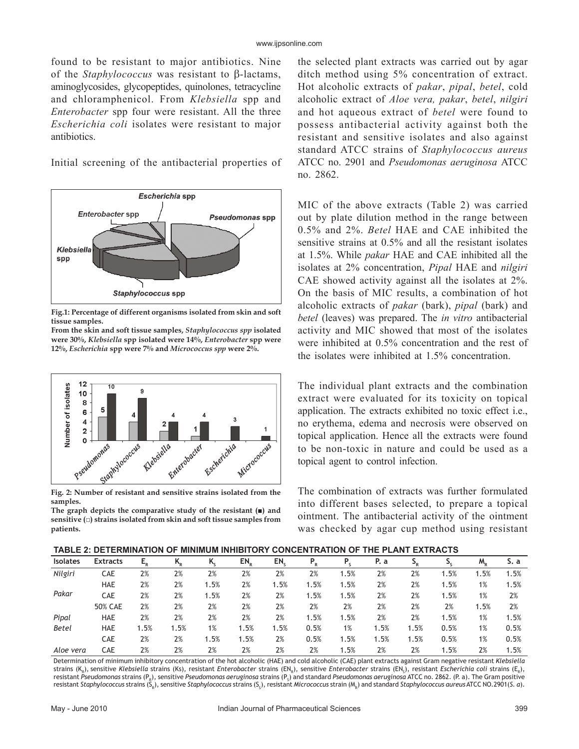found to be resistant to major antibiotics. Nine of the *Staphylococcus* was resistant to β-lactams, aminoglycosides, glycopeptides, quinolones, tetracycline and chloramphenicol. From *Klebsiella* spp and *Enterobacter* spp four were resistant. All the three *Escherichia coli* isolates were resistant to major antibiotics.

Initial screening of the antibacterial properties of the selected plant extracts was carried out by agar ditch method using 5% concentration of extract. Hot alcoholic extracts of *pakar*, *pipal*, *betel*, cold alcoholic extract of *Aloe vera, pakar*, *betel*, *nilgiri* and hot aqueous extract of *betel* were found to possess antibacterial activity against both the resistant and sensitive isolates and also against standard ATCC strains of *Staphylococcus aureus* ATCC no. 2901 and *Pseudomonas aeruginosa* ATCC no. 2862.

**Fig.1: Percentage of different organisms isolated from skin and soft tissue samples.**
**From the skin and soft tissue samples, *Staphylococcus spp* isolated were 30%, *Klebsiella* spp isolated were 14%, *Enterobacter* spp were 12%, *Escherichia* spp were 7% and *Micrococcus spp* were 2%.**

**Fig. 2: Number of resistant and sensitive strains isolated from the samples.**
**The graph depicts the comparative study of the resistant (■) and sensitive (□) strains isolated from skin and soft tissue samples from patients.**

MIC of the above extracts (Table 2) was carried out by plate dilution method in the range between 0.5% and 2%. *Betel* HAE and CAE inhibited the sensitive strains at 0.5% and all the resistant isolates at 1.5%. While *pakar* HAE and CAE inhibited all the isolates at 2% concentration, *Pipal* HAE and *nilgiri* CAE showed activity against all the isolates at 2%. On the basis of MIC results, a combination of hot alcoholic extracts of *pakar* (bark), *pipal* (bark) and *betel* (leaves) was prepared. The *in vitro* antibacterial activity and MIC showed that most of the isolates were inhibited at 0.5% concentration and the rest of the isolates were inhibited at 1.5% concentration.

The individual plant extracts and the combination extract were evaluated for its toxicity on topical application. The extracts exhibited no toxic effect i.e., no erythema, edema and necrosis were observed on topical application. Hence all the extracts were found to be non-toxic in nature and could be used as a topical agent to control infection.

The combination of extracts was further formulated into different bases selected, to prepare a topical ointment. The antibacterial activity of the ointment was checked by agar cup method using resistant

**TABLE 2: DETERMINATION OF MINIMUM INHIBITORY CONCENTRATION OF THE PLANT EXTRACTS**

| Isolates | Extracts | $E_R$ | $K_R$ | $K_S$ | $EN_R$ | $EN_S$ | $P_R$ | $P_S$ | P. a | $S_R$ | $S_S$ | $M_R$ | S. a |
|---|---|---|---|---|---|---|---|---|---|---|---|---|---|
| *Nilgiri* | CAE | 2% | 2% | 2% | 2% | 2% | 2% | 1.5% | 2% | 2% | 1.5% | 1.5% | 1.5% |
| *Pakar* | HAE | 2% | 2% | 1.5% | 2% | 1.5% | 1.5% | 1.5% | 2% | 2% | 1.5% | 1% | 1.5% |
| | CAE | 2% | 2% | 1.5% | 2% | 2% | 1.5% | 1.5% | 2% | 2% | 1.5% | 1% | 2% |
| | 50% CAE | 2% | 2% | 2% | 2% | 2% | 2% | 2% | 2% | 2% | 2% | 1.5% | 2% |
| *Pipal* | HAE | 2% | 2% | 2% | 2% | 2% | 1.5% | 1.5% | 2% | 2% | 1.5% | 1% | 1.5% |
| *Betel* | HAE | 1.5% | 1.5% | 1% | 1.5% | 1.5% | 0.5% | 1% | 1.5% | 1.5% | 0.5% | 1% | 0.5% |
| | CAE | 2% | 2% | 1.5% | 1.5% | 2% | 0.5% | 1.5% | 1.5% | 1.5% | 0.5% | 1% | 0.5% |
| *Aloe vera* | CAE | 2% | 2% | 2% | 2% | 2% | 2% | 1.5% | 2% | 2% | 1.5% | 2% | 1.5% |

Determination of minimum inhibitory concentration of the hot alcoholic (HAE) and cold alcoholic (CAE) plant extracts against Gram negative resistant *Klebsiella* strains ($K_R$), sensitive *Klebsiella* strains (Ks), resistant *Enterobacter* strains ($EN_R$), sensitive *Enterobacter* strains ($EN_S$), resistant *Escherichia coli* strains ($E_R$), resistant *Pseudomonas* strains ($P_R$), sensitive *Pseudomonas aeruginosa* strains ($P_S$) and standard *Pseudomonas aeruginosa* ATCC no. 2862. (P. a). The Gram positive resistant *Staphylococcus* strains ($S_R$), sensitive *Staphylococcus* strains ($S_S$), resistant *Micrococcus* strain ($M_R$) and standard *Staphylococcus aureus* ATCC NO.2901(*S. a*).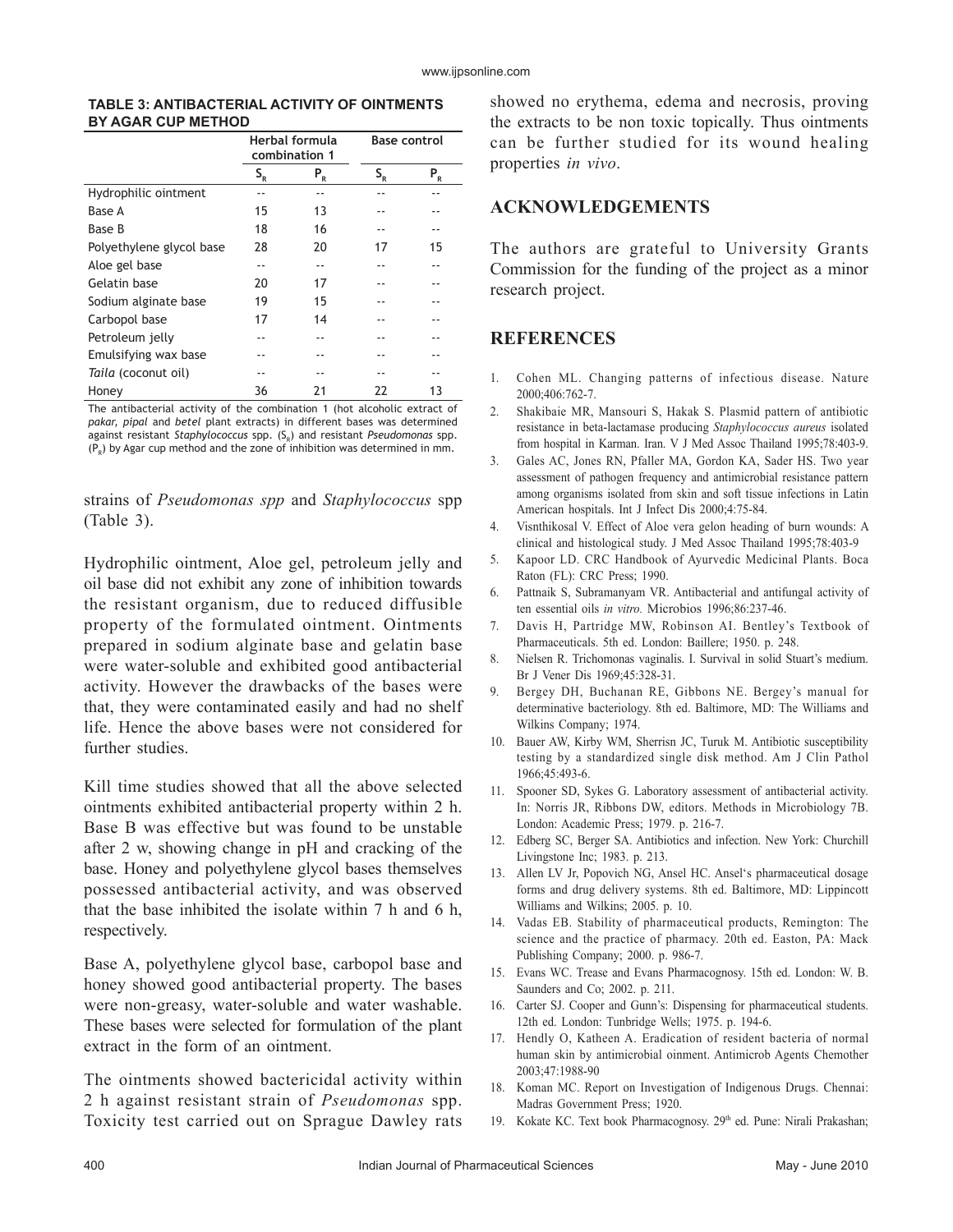**TABLE 3: ANTIBACTERIAL ACTIVITY OF OINTMENTS BY AGAR CUP METHOD**

| | Herbal formula combination 1 | | Base control | |
|---|---|---|---|---|
| | $S_R$ | $P_R$ | $S_R$ | $P_R$ |
| Hydrophilic ointment | -- | -- | -- | -- |
| Base A | 15 | 13 | -- | -- |
| Base B | 18 | 16 | -- | -- |
| Polyethylene glycol base | 28 | 20 | 17 | 15 |
| Aloe gel base | -- | -- | -- | -- |
| Gelatin base | 20 | 17 | -- | -- |
| Sodium alginate base | 19 | 15 | -- | -- |
| Carbopol base | 17 | 14 | -- | -- |
| Petroleum jelly | -- | -- | -- | -- |
| Emulsifying wax base | -- | -- | -- | -- |
| *Taila* (coconut oil) | -- | -- | -- | -- |
| Honey | 36 | 21 | 22 | 13 |

The antibacterial activity of the combination 1 (hot alcoholic extract of *pakar, pipal* and *betel* plant extracts) in different bases was determined against resistant *Staphylococcus* spp. ($S_R$) and resistant *Pseudomonas* spp. ($P_R$) by Agar cup method and the zone of inhibition was determined in mm.

strains of *Pseudomonas spp* and *Staphylococcus* spp (Table 3).

Hydrophilic ointment, Aloe gel, petroleum jelly and oil base did not exhibit any zone of inhibition towards the resistant organism, due to reduced diffusible property of the formulated ointment. Ointments prepared in sodium alginate base and gelatin base were water-soluble and exhibited good antibacterial activity. However the drawbacks of the bases were that, they were contaminated easily and had no shelf life. Hence the above bases were not considered for further studies.

Kill time studies showed that all the above selected ointments exhibited antibacterial property within 2 h. Base B was effective but was found to be unstable after 2 w, showing change in pH and cracking of the base. Honey and polyethylene glycol bases themselves possessed antibacterial activity, and was observed that the base inhibited the isolate within 7 h and 6 h, respectively.

Base A, polyethylene glycol base, carbopol base and honey showed good antibacterial property. The bases were non-greasy, water-soluble and water washable. These bases were selected for formulation of the plant extract in the form of an ointment.

The ointments showed bactericidal activity within 2 h against resistant strain of *Pseudomonas* spp. Toxicity test carried out on Sprague Dawley rats showed no erythema, edema and necrosis, proving the extracts to be non toxic topically. Thus ointments can be further studied for its wound healing properties *in vivo*.

## ACKNOWLEDGEMENTS

The authors are grateful to University Grants Commission for the funding of the project as a minor research project.

## REFERENCES

1. Cohen ML. Changing patterns of infectious disease. Nature 2000;406:762-7.
2. Shakibaie MR, Mansouri S, Hakak S. Plasmid pattern of antibiotic resistance in beta-lactamase producing *Staphylococcus aureus* isolated from hospital in Karman. Iran. V J Med Assoc Thailand 1995;78:403-9.
3. Gales AC, Jones RN, Pfaller MA, Gordon KA, Sader HS. Two year assessment of pathogen frequency and antimicrobial resistance pattern among organisms isolated from skin and soft tissue infections in Latin American hospitals. Int J Infect Dis 2000;4:75-84.
4. Visnthikosal V. Effect of Aloe vera gelon heading of burn wounds: A clinical and histological study. J Med Assoc Thailand 1995;78:403-9
5. Kapoor LD. CRC Handbook of Ayurvedic Medicinal Plants. Boca Raton (FL): CRC Press; 1990.
6. Pattnaik S, Subramanyam VR. Antibacterial and antifungal activity of ten essential oils *in vitro.* Microbios 1996;86:237-46.
7. Davis H, Partridge MW, Robinson AI. Bentley's Textbook of Pharmaceuticals. 5th ed. London: Baillere; 1950. p. 248.
8. Nielsen R. Trichomonas vaginalis. I. Survival in solid Stuart's medium. Br J Vener Dis 1969;45:328-31.
9. Bergey DH, Buchanan RE, Gibbons NE. Bergey's manual for determinative bacteriology. 8th ed. Baltimore, MD: The Williams and Wilkins Company; 1974.
10. Bauer AW, Kirby WM, Sherrisn JC, Turuk M. Antibiotic susceptibility testing by a standardized single disk method. Am J Clin Pathol 1966;45:493-6.
11. Spooner SD, Sykes G. Laboratory assessment of antibacterial activity. In: Norris JR, Ribbons DW, editors. Methods in Microbiology 7B. London: Academic Press; 1979. p. 216-7.
12. Edberg SC, Berger SA. Antibiotics and infection. New York: Churchill Livingstone Inc; 1983. p. 213.
13. Allen LV Jr, Popovich NG, Ansel HC. Ansel's pharmaceutical dosage forms and drug delivery systems. 8th ed. Baltimore, MD: Lippincott Williams and Wilkins; 2005. p. 10.
14. Vadas EB. Stability of pharmaceutical products, Remington: The science and the practice of pharmacy. 20th ed. Easton, PA: Mack Publishing Company; 2000. p. 986-7.
15. Evans WC. Trease and Evans Pharmacognosy. 15th ed. London: W. B. Saunders and Co; 2002. p. 211.
16. Carter SJ. Cooper and Gunn's: Dispensing for pharmaceutical students. 12th ed. London: Tunbridge Wells; 1975. p. 194-6.
17. Hendly O, Katheen A. Eradication of resident bacteria of normal human skin by antimicrobial oinment. Antimicrob Agents Chemother 2003;47:1988-90
18. Koman MC. Report on Investigation of Indigenous Drugs. Chennai: Madras Government Press; 1920.
19. Kokate KC. Text book Pharmacognosy. 29th ed. Pune: Nirali Prakashan;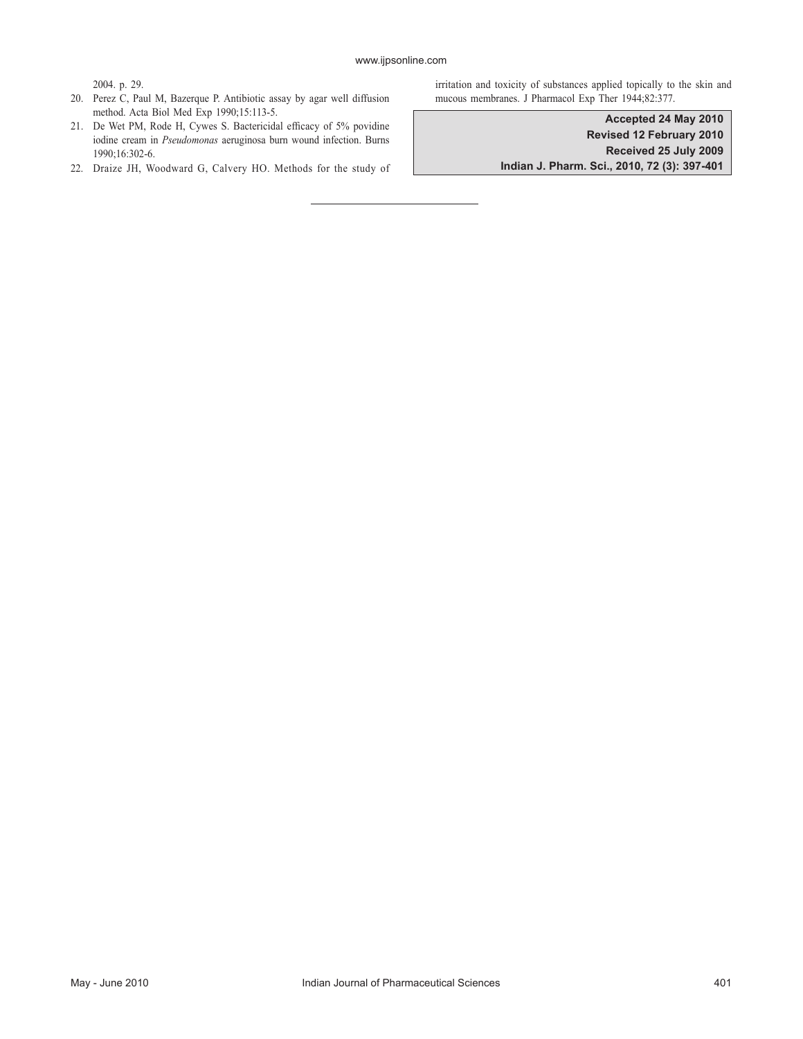2004. p. 29.

20. Perez C, Paul M, Bazerque P. Antibiotic assay by agar well diffusion method. Acta Biol Med Exp 1990;15:113-5.
21. De Wet PM, Rode H, Cywes S. Bactericidal efficacy of 5% povidine iodine cream in *Pseudomonas* aeruginosa burn wound infection. Burns 1990;16:302-6.
22. Draize JH, Woodward G, Calvery HO. Methods for the study of irritation and toxicity of substances applied topically to the skin and mucous membranes. J Pharmacol Exp Ther 1944;82:377.

**Accepted 24 May 2010**
**Revised 12 February 2010**
**Received 25 July 2009**
**Indian J. Pharm. Sci., 2010, 72 (3): 397-401**